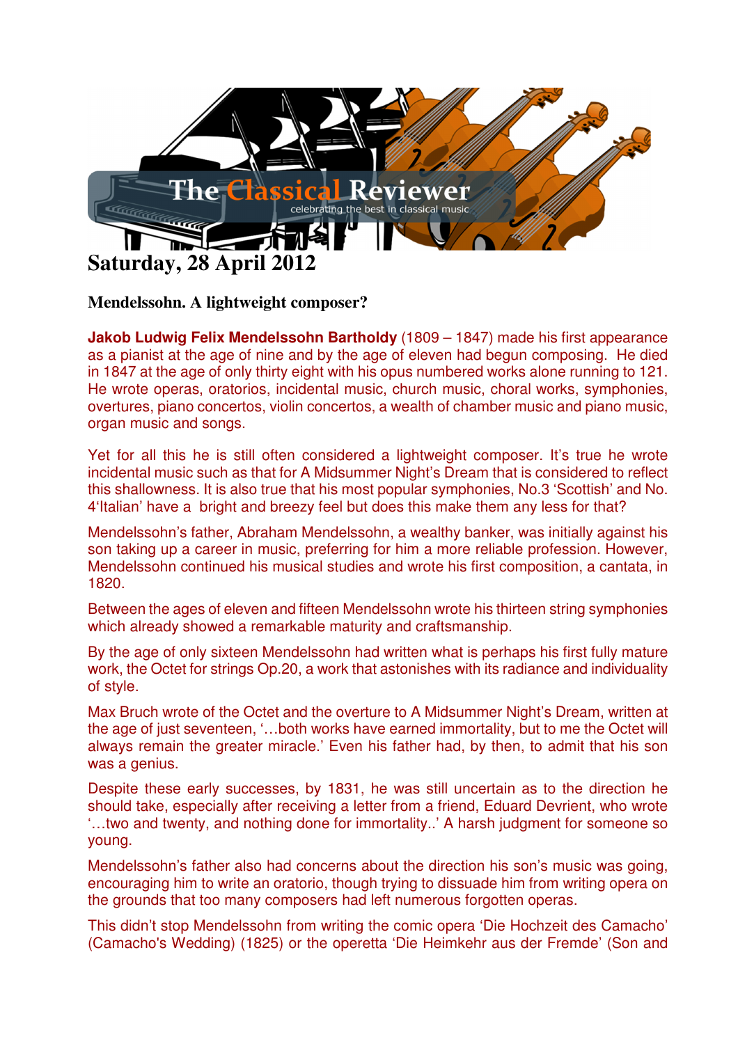# The Classical Reviewer

celebrating the best in classical music

## Saturday, 28 April 2012

### Mendelssohn. A lightweight composer?

**Jakob Ludwig Felix Mendelssohn Bartholdy** (1809 – 1847) made his first appearance as a pianist at the age of nine and by the age of eleven had begun composing. He died in 1847 at the age of only thirty eight with his opus numbered works alone running to 121. He wrote operas, oratorios, incidental music, church music, choral works, symphonies, overtures, piano concertos, violin concertos, a wealth of chamber music and piano music, organ music and songs.

Yet for all this he is still often considered a lightweight composer. It's true he wrote incidental music such as that for A Midsummer Night's Dream that is considered to reflect this shallowness. It is also true that his most popular symphonies, No.3 'Scottish' and No. 4'Italian' have a bright and breezy feel but does this make them any less for that?

Mendelssohn's father, Abraham Mendelssohn, a wealthy banker, was initially against his son taking up a career in music, preferring for him a more reliable profession. However, Mendelssohn continued his musical studies and wrote his first composition, a cantata, in 1820.

Between the ages of eleven and fifteen Mendelssohn wrote his thirteen string symphonies which already showed a remarkable maturity and craftsmanship.

By the age of only sixteen Mendelssohn had written what is perhaps his first fully mature work, the Octet for strings Op.20, a work that astonishes with its radiance and individuality of style.

Max Bruch wrote of the Octet and the overture to A Midsummer Night's Dream, written at the age of just seventeen, '…both works have earned immortality, but to me the Octet will always remain the greater miracle.' Even his father had, by then, to admit that his son was a genius.

Despite these early successes, by 1831, he was still uncertain as to the direction he should take, especially after receiving a letter from a friend, Eduard Devrient, who wrote '…two and twenty, and nothing done for immortality..' A harsh judgment for someone so young.

Mendelssohn's father also had concerns about the direction his son's music was going, encouraging him to write an oratorio, though trying to dissuade him from writing opera on the grounds that too many composers had left numerous forgotten operas.

This didn't stop Mendelssohn from writing the comic opera 'Die Hochzeit des Camacho' (Camacho's Wedding) (1825) or the operetta 'Die Heimkehr aus der Fremde' (Son and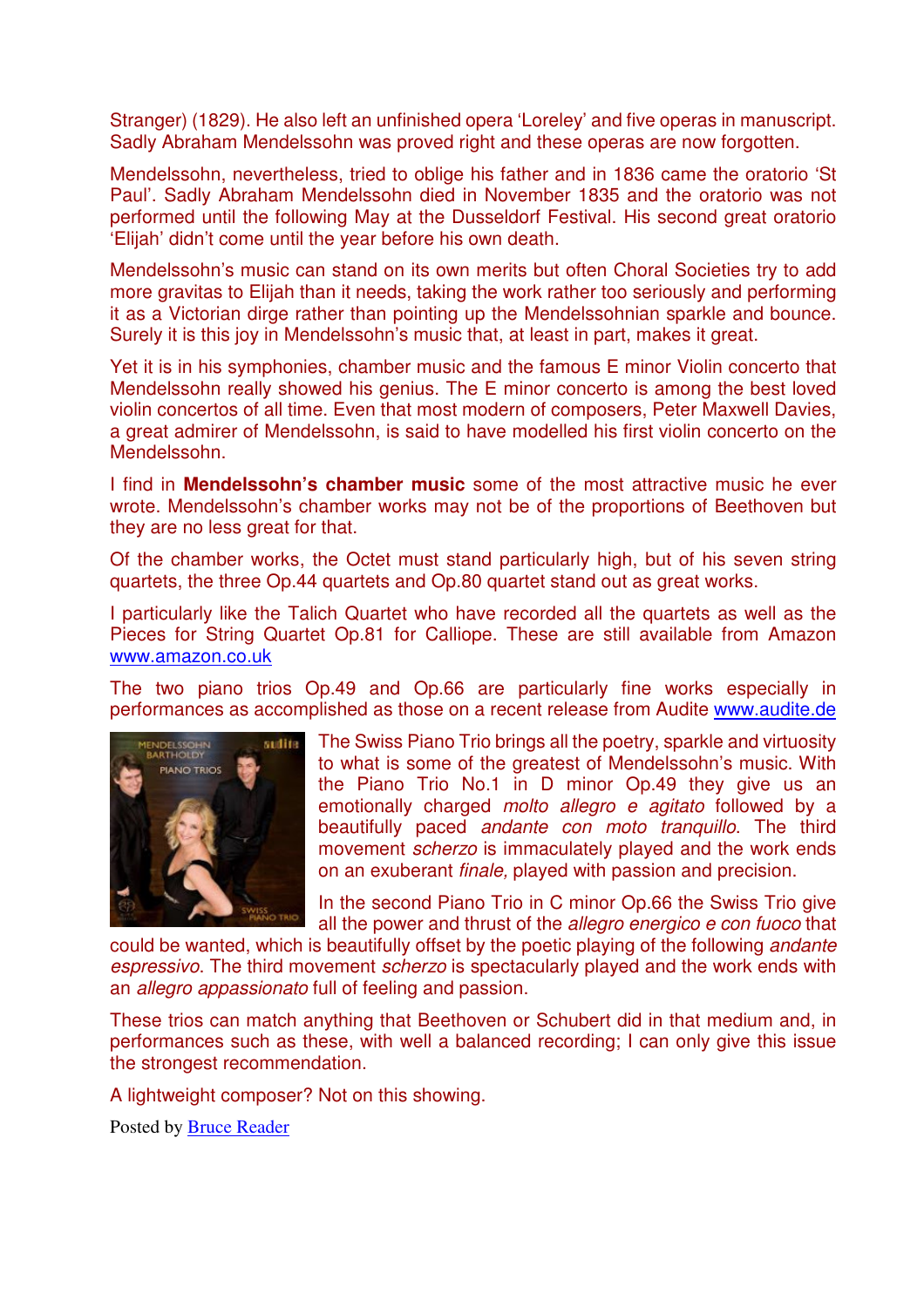Stranger) (1829). He also left an unfinished opera 'Loreley' and five operas in manuscript. Sadly Abraham Mendelssohn was proved right and these operas are now forgotten.

Mendelssohn, nevertheless, tried to oblige his father and in 1836 came the oratorio 'St Paul'. Sadly Abraham Mendelssohn died in November 1835 and the oratorio was not performed until the following May at the Dusseldorf Festival. His second great oratorio 'Elijah' didn't come until the year before his own death.

Mendelssohn's music can stand on its own merits but often Choral Societies try to add more gravitas to Elijah than it needs, taking the work rather too seriously and performing it as a Victorian dirge rather than pointing up the Mendelssohnian sparkle and bounce. Surely it is this joy in Mendelssohn's music that, at least in part, makes it great.

Yet it is in his symphonies, chamber music and the famous E minor Violin concerto that Mendelssohn really showed his genius. The E minor concerto is among the best loved violin concertos of all time. Even that most modern of composers, Peter Maxwell Davies, a great admirer of Mendelssohn, is said to have modelled his first violin concerto on the Mendelssohn.

I find in **Mendelssohn's chamber music** some of the most attractive music he ever wrote. Mendelssohn's chamber works may not be of the proportions of Beethoven but they are no less great for that.

Of the chamber works, the Octet must stand particularly high, but of his seven string quartets, the three Op.44 quartets and Op.80 quartet stand out as great works.

I particularly like the Talich Quartet who have recorded all the quartets as well as the Pieces for String Quartet Op.81 for Calliope. These are still available from Amazon [www.amazon.co.uk](http://www.amazon.co.uk)

The two piano trios Op.49 and Op.66 are particularly fine works especially in performances as accomplished as those on a recent release from Audite [www.audite.de](http://www.audite.de)

The Swiss Piano Trio brings all the poetry, sparkle and virtuosity to what is some of the greatest of Mendelssohn's music. With the Piano Trio No.1 in D minor Op.49 they give us an emotionally charged *molto allegro e agitato* followed by a beautifully paced *andante con moto tranquillo*. The third movement *scherzo* is immaculately played and the work ends on an exuberant *finale,* played with passion and precision.

In the second Piano Trio in C minor Op.66 the Swiss Trio give all the power and thrust of the *allegro energico e con fuoco* that could be wanted, which is beautifully offset by the poetic playing of the following *andante espressivo*. The third movement *scherzo* is spectacularly played and the work ends with an *allegro appassionato* full of feeling and passion.

These trios can match anything that Beethoven or Schubert did in that medium and, in performances such as these, with well a balanced recording; I can only give this issue the strongest recommendation.

A lightweight composer? Not on this showing.

Posted by [Bruce Reader]